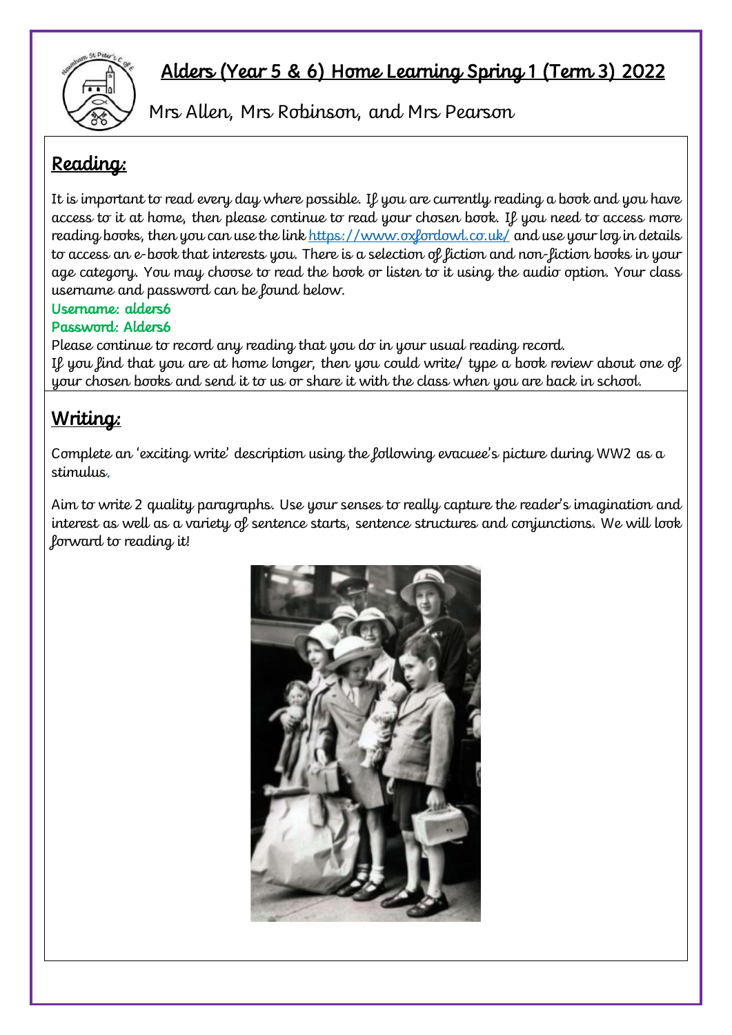# Alders (Year 5 & 6) Home Learning Spring 1 (Term 3) 2022

Mrs Allen, Mrs Robinson, and Mrs Pearson

## Reading:

It is important to read every day where possible. If you are currently reading a book and you have access to it at home, then please continue to read your chosen book. If you need to access more reading books, then you can use the link https://www.oxfordowl.co.uk/ and use your log in details to access an e-book that interests you. There is a selection of fiction and non-fiction books in your age category. You may choose to read the book or listen to it using the audio option. Your class username and password can be found below.

**Username: alders6**
**Password: Alders6**

Please continue to record any reading that you do in your usual reading record.
If you find that you are at home longer, then you could write/ type a book review about one of your chosen books and send it to us or share it with the class when you are back in school.

## Writing:

Complete an 'exciting write' description using the following evacuee's picture during WW2 as a stimulus.

Aim to write 2 quality paragraphs. Use your senses to really capture the reader's imagination and interest as well as a variety of sentence starts, sentence structures and conjunctions. We will look forward to reading it!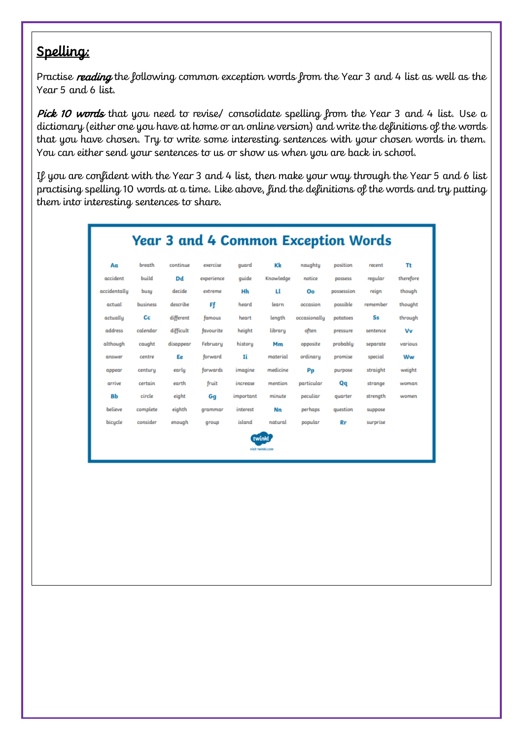# Spelling:

Practise ***reading*** the following common exception words from the Year 3 and 4 list as well as the Year 5 and 6 list.

***Pick 10 words*** that you need to revise/ consolidate spelling from the Year 3 and 4 list. Use a dictionary (either one you have at home or an online version) and write the definitions of the words that you have chosen. Try to write some interesting sentences with your chosen words in them. You can either send your sentences to us or show us when you are back in school.

If you are confident with the Year 3 and 4 list, then make your way through the Year 5 and 6 list practising spelling 10 words at a time. Like above, find the definitions of the words and try putting them into interesting sentences to share.

## Year 3 and 4 Common Exception Words

| | | | | | | | | | |
|---|---|---|---|---|---|---|---|---|---|
| **Aa** | breath | continue | exercise | guard | **Kk** | naughty | position | recent | **Tt** |
| accident | build | **Dd** | experience | guide | Knowledge | notice | possess | regular | therefore |
| accidentally | busy | decide | extreme | **Hh** | **Ll** | **Oo** | possession | reign | though |
| actual | business | describe | **Ff** | heard | learn | occasion | possible | remember | thought |
| actually | **Cc** | different | famous | heart | length | occasionally | potatoes | **Ss** | through |
| address | calendar | difficult | favourite | height | library | often | pressure | sentence | **Vv** |
| although | caught | disappear | February | history | **Mm** | opposite | probably | separate | various |
| answer | centre | **Ee** | forward | **Ii** | material | ordinary | promise | special | **Ww** |
| appear | century | early | forwards | imagine | medicine | **Pp** | purpose | straight | weight |
| arrive | certain | earth | fruit | increase | mention | particular | **Qq** | strange | woman |
| **Bb** | circle | eight | **Gg** | important | minute | peculiar | quarter | strength | women |
| believe | complete | eighth | grammar | interest | **Nn** | perhaps | question | suppose | |
| bicycle | consider | enough | group | island | natural | popular | **Rr** | surprise | |

twinkl
visit twinkl.com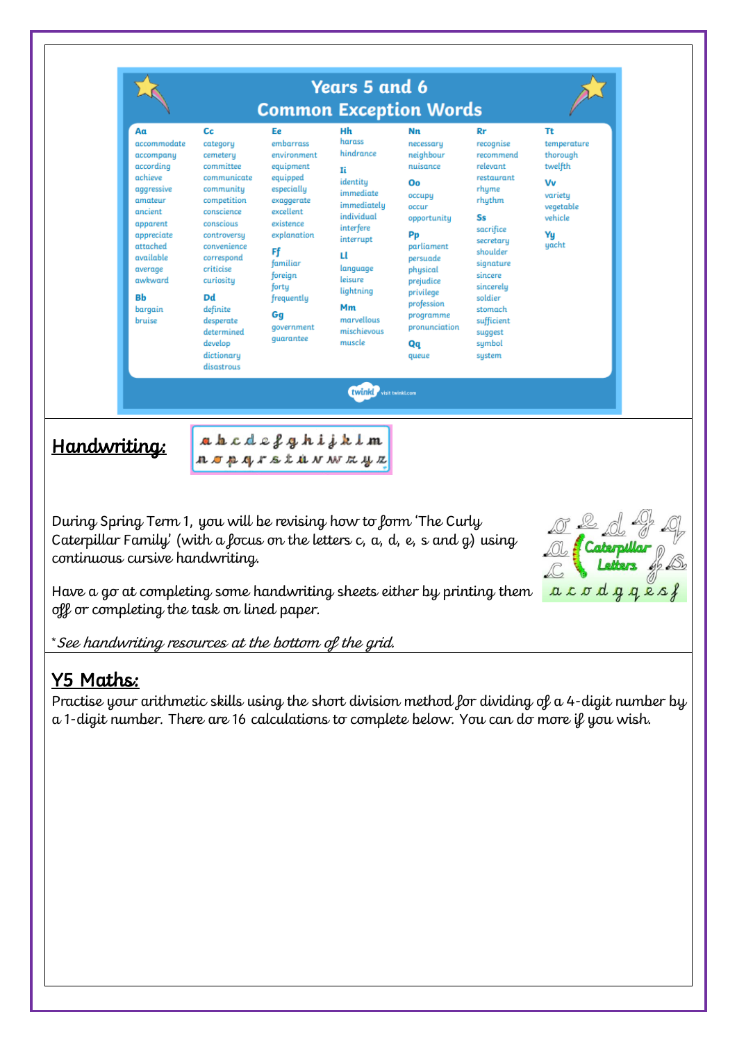## Years 5 and 6 Common Exception Words

**Aa**
accommodate
accompany
according
achieve
aggressive
amateur
ancient
apparent
appreciate
attached
available
average
awkward

**Bb**
bargain
bruise

**Cc**
category
cemetery
committee
communicate
community
competition
conscience
conscious
controversy
convenience
correspond
criticise
curiosity

**Dd**
definite
desperate
determined
develop
dictionary
disastrous

**Ee**
embarrass
environment
equipment
equipped
especially
exaggerate
excellent
existence
explanation

**Ff**
familiar
foreign
forty
frequently

**Gg**
government
guarantee

**Hh**
harass
hindrance

**Ii**
identity
immediate
immediately
individual
interfere
interrupt

**Ll**
language
leisure
lightning

**Mm**
marvellous
mischievous
muscle

**Nn**
necessary
neighbour
nuisance

**Oo**
occupy
occur
opportunity

**Pp**
parliament
persuade
physical
prejudice
privilege
profession
programme
pronunciation

**Qq**
queue

**Rr**
recognise
recommend
relevant
restaurant
rhyme
rhythm

**Ss**
sacrifice
secretary
shoulder
signature
sincere
sincerely
soldier
stomach
sufficient
suggest
symbol
system

**Tt**
temperature
thorough
twelfth

**Vv**
variety
vegetable
vehicle

**Yy**
yacht

twinkl visit twinkl.com

## Handwriting:

a b c d e f g h i j k l m
n o p q r s t u v w x y z

During Spring Term 1, you will be revising how to form 'The Curly Caterpillar Family' (with a focus on the letters c, a, d, e, s and g) using continuous cursive handwriting.

Caterpillar Letters
a c o d g q e s f

Have a go at completing some handwriting sheets either by printing them off or completing the task on lined paper.

**See handwriting resources at the bottom of the grid.*

## Y5 Maths:

Practise your arithmetic skills using the short division method for dividing of a 4-digit number by a 1-digit number. There are 16 calculations to complete below. You can do more if you wish.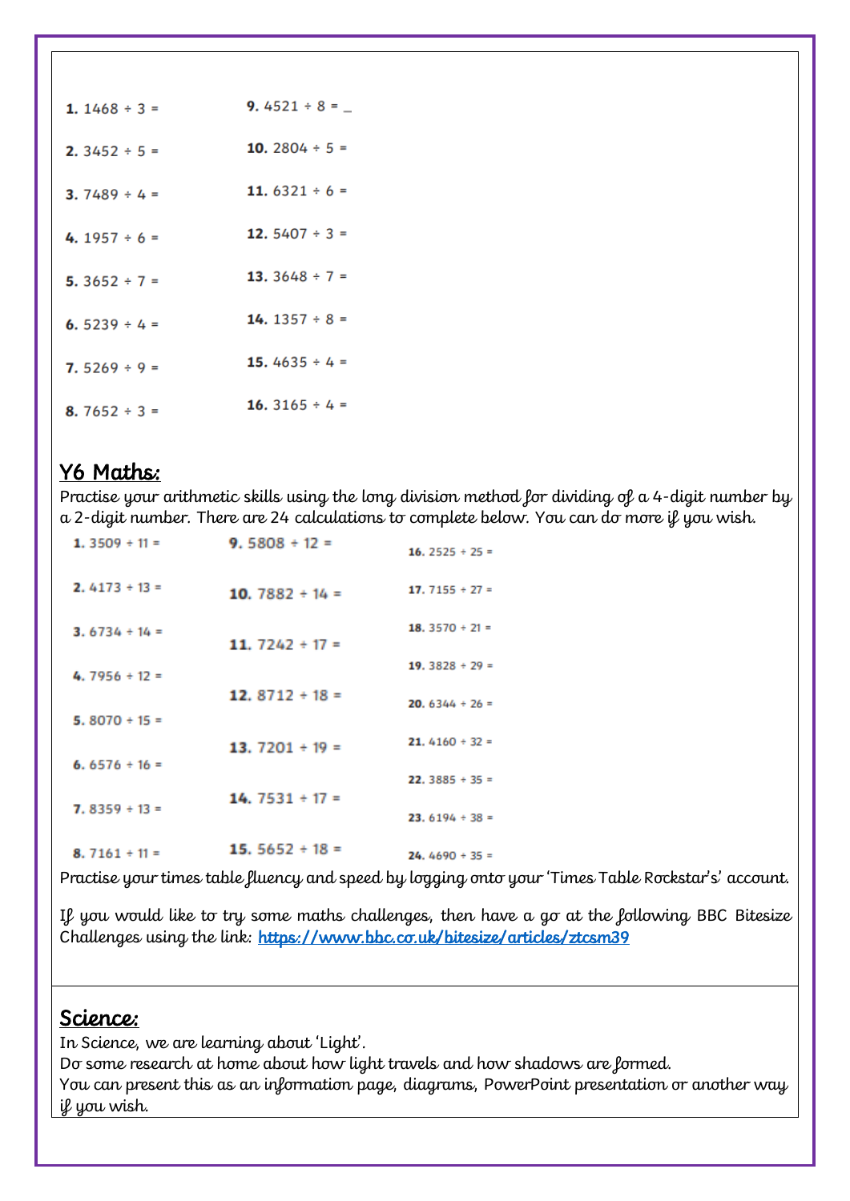1. 1468 ÷ 3 =
2. 3452 ÷ 5 =
3. 7489 ÷ 4 =
4. 1957 ÷ 6 =
5. 3652 ÷ 7 =
6. 5239 ÷ 4 =
7. 5269 ÷ 9 =
8. 7652 ÷ 3 =
9. 4521 ÷ 8 = _
10. 2804 ÷ 5 =
11. 6321 ÷ 6 =
12. 5407 ÷ 3 =
13. 3648 ÷ 7 =
14. 1357 ÷ 8 =
15. 4635 ÷ 4 =
16. 3165 ÷ 4 =

## Y6 Maths:

Practise your arithmetic skills using the long division method for dividing of a 4-digit number by a 2-digit number. There are 24 calculations to complete below. You can do more if you wish.

1. 3509 ÷ 11 =
2. 4173 ÷ 13 =
3. 6734 ÷ 14 =
4. 7956 ÷ 12 =
5. 8070 ÷ 15 =
6. 6576 ÷ 16 =
7. 8359 ÷ 13 =
8. 7161 ÷ 11 =
9. 5808 ÷ 12 =
10. 7882 ÷ 14 =
11. 7242 ÷ 17 =
12. 8712 ÷ 18 =
13. 7201 ÷ 19 =
14. 7531 ÷ 17 =
15. 5652 ÷ 18 =
16. 2525 ÷ 25 =
17. 7155 ÷ 27 =
18. 3570 ÷ 21 =
19. 3828 ÷ 29 =
20. 6344 ÷ 26 =
21. 4160 ÷ 32 =
22. 3885 ÷ 35 =
23. 6194 ÷ 38 =
24. 4690 ÷ 35 =

Practise your times table fluency and speed by logging onto your 'Times Table Rockstar's' account.

If you would like to try some maths challenges, then have a go at the following BBC Bitesize Challenges using the link: https://www.bbc.co.uk/bitesize/articles/ztcsm39

## Science:

In Science, we are learning about 'Light'.
Do some research at home about how light travels and how shadows are formed.
You can present this as an information page, diagrams, PowerPoint presentation or another way if you wish.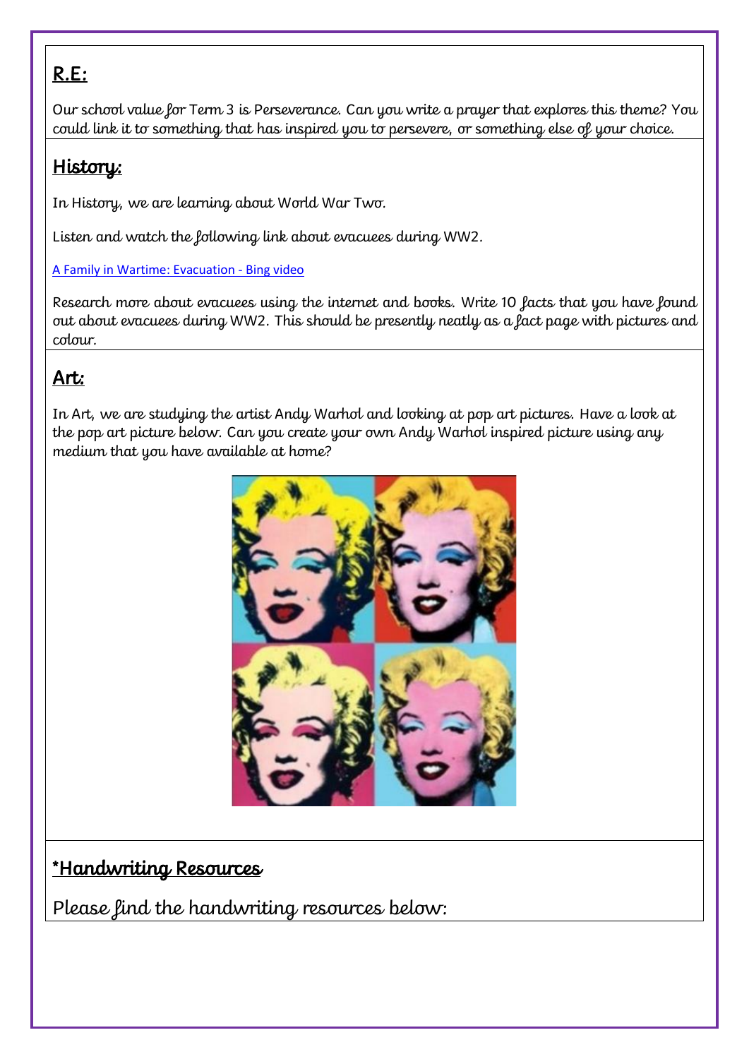## R.E:

Our school value for Term 3 is Perseverance. Can you write a prayer that explores this theme? You could link it to something that has inspired you to persevere, or something else of your choice.

## History:

In History, we are learning about World War Two.

Listen and watch the following link about evacuees during WW2.

[A Family in Wartime: Evacuation - Bing video]

Research more about evacuees using the internet and books. Write 10 facts that you have found out about evacuees during WW2. This should be presently neatly as a fact page with pictures and colour.

## Art:

In Art, we are studying the artist Andy Warhol and looking at pop art pictures. Have a look at the pop art picture below. Can you create your own Andy Warhol inspired picture using any medium that you have available at home?

## *Handwriting Resources

Please find the handwriting resources below: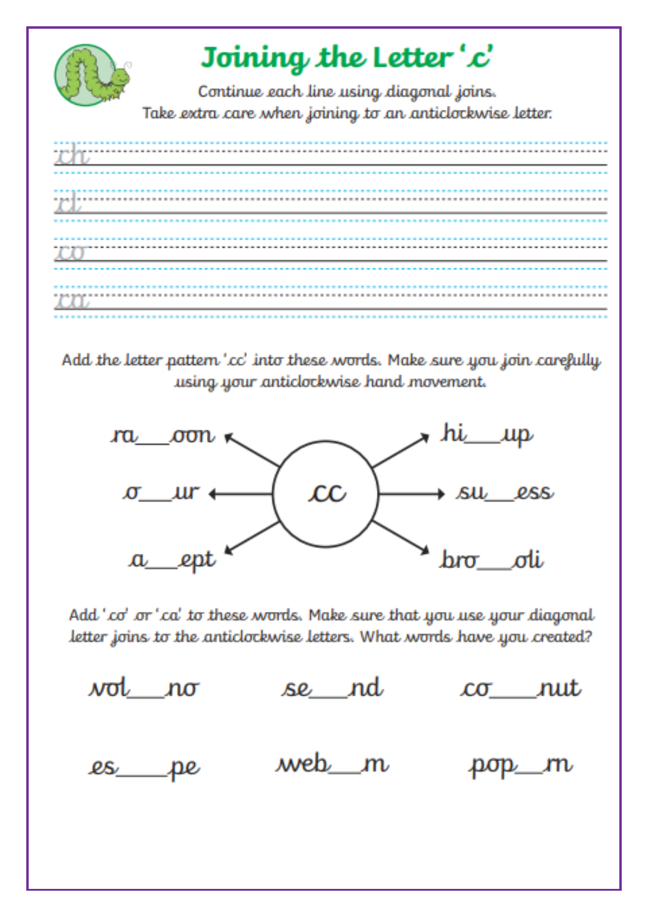# Joining the Letter 'c'

Continue each line using diagonal joins.
Take extra care when joining to an anticlockwise letter.

ch

cl

co

ca

Add the letter pattern 'cc' into these words. Make sure you join carefully using your anticlockwise hand movement.

cc

ra\_\_oon

hi\_\_up

o\_\_ur

su\_\_ess

a\_\_ept

bro\_\_oli

Add 'co' or 'ca' to these words. Make sure that you use your diagonal letter joins to the anticlockwise letters. What words have you created?

vol\_\_no

se\_\_nd

co\_\_nut

es\_\_pe

web\_\_m

pop\_\_rn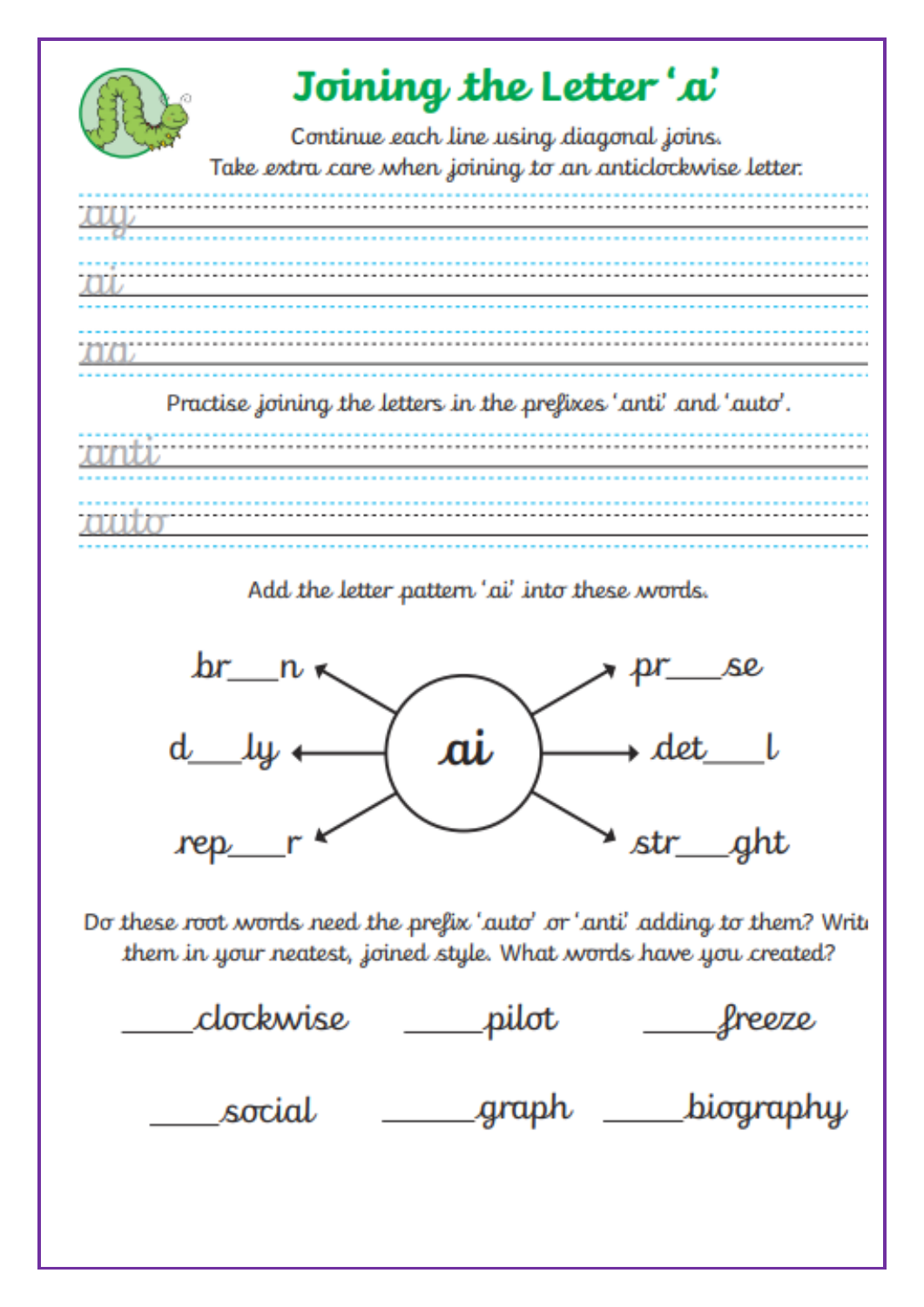# Joining the Letter 'a'

Continue each line using diagonal joins.
Take extra care when joining to an anticlockwise letter.

ay

ai

aa

Practise joining the letters in the prefixes 'anti' and 'auto'.

anti

auto

Add the letter pattern 'ai' into these words.

**ai**

- br\_\_\_n
- d\_\_\_ly
- rep\_\_\_r
- pr\_\_\_se
- det\_\_\_l
- str\_\_\_ght

Do these root words need the prefix 'auto' or 'anti' adding to them? Write them in your neatest, joined style. What words have you created?

\_\_\_\_\_clockwise      \_\_\_\_\_pilot      \_\_\_\_\_freeze

\_\_\_\_\_social      \_\_\_\_\_graph      \_\_\_\_\_biography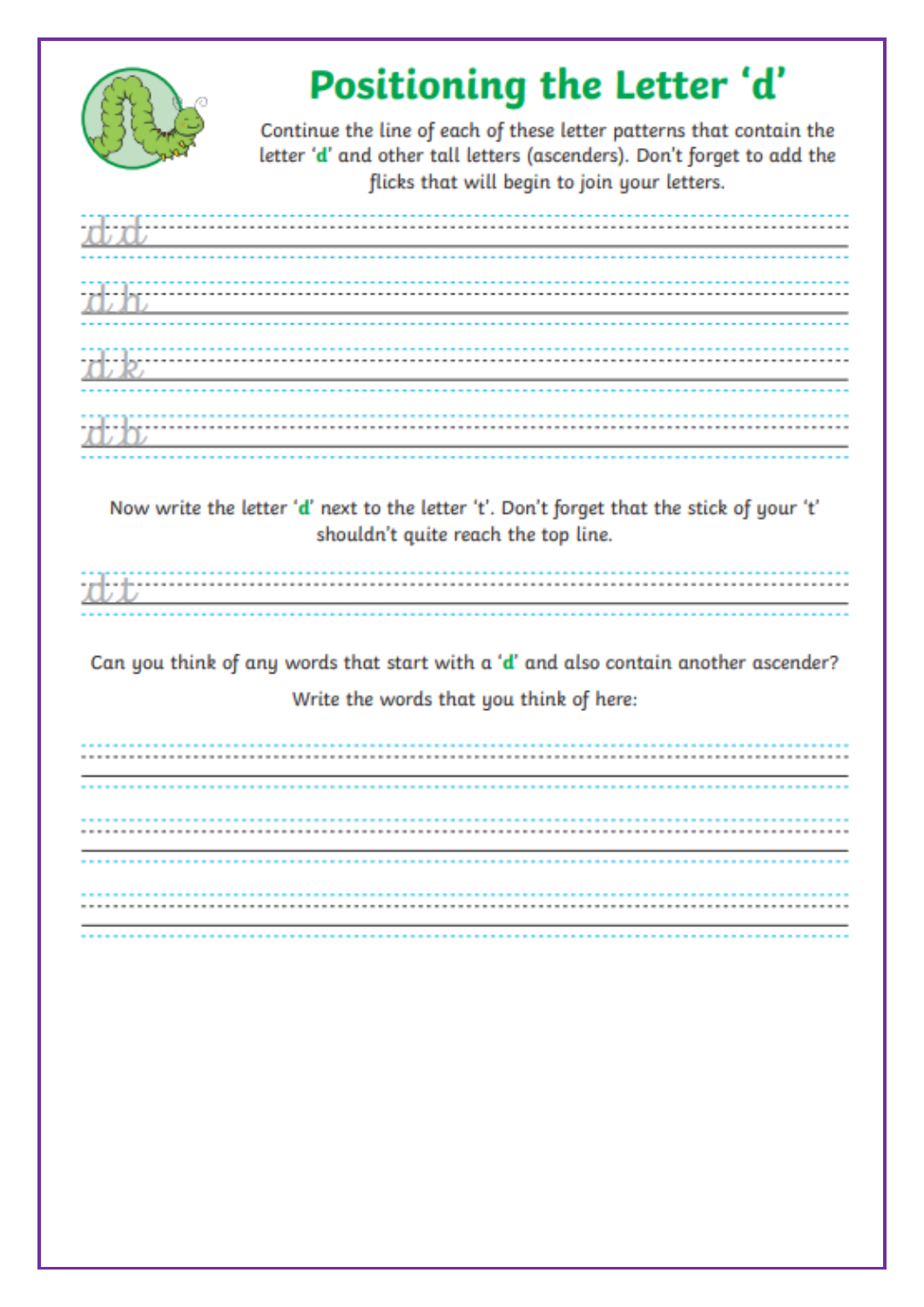# Positioning the Letter 'd'

Continue the line of each of these letter patterns that contain the letter '**d**' and other tall letters (ascenders). Don't forget to add the flicks that will begin to join your letters.

dd

dh

dk

db

Now write the letter '**d**' next to the letter 't'. Don't forget that the stick of your 't' shouldn't quite reach the top line.

dt

Can you think of any words that start with a '**d**' and also contain another ascender?

Write the words that you think of here: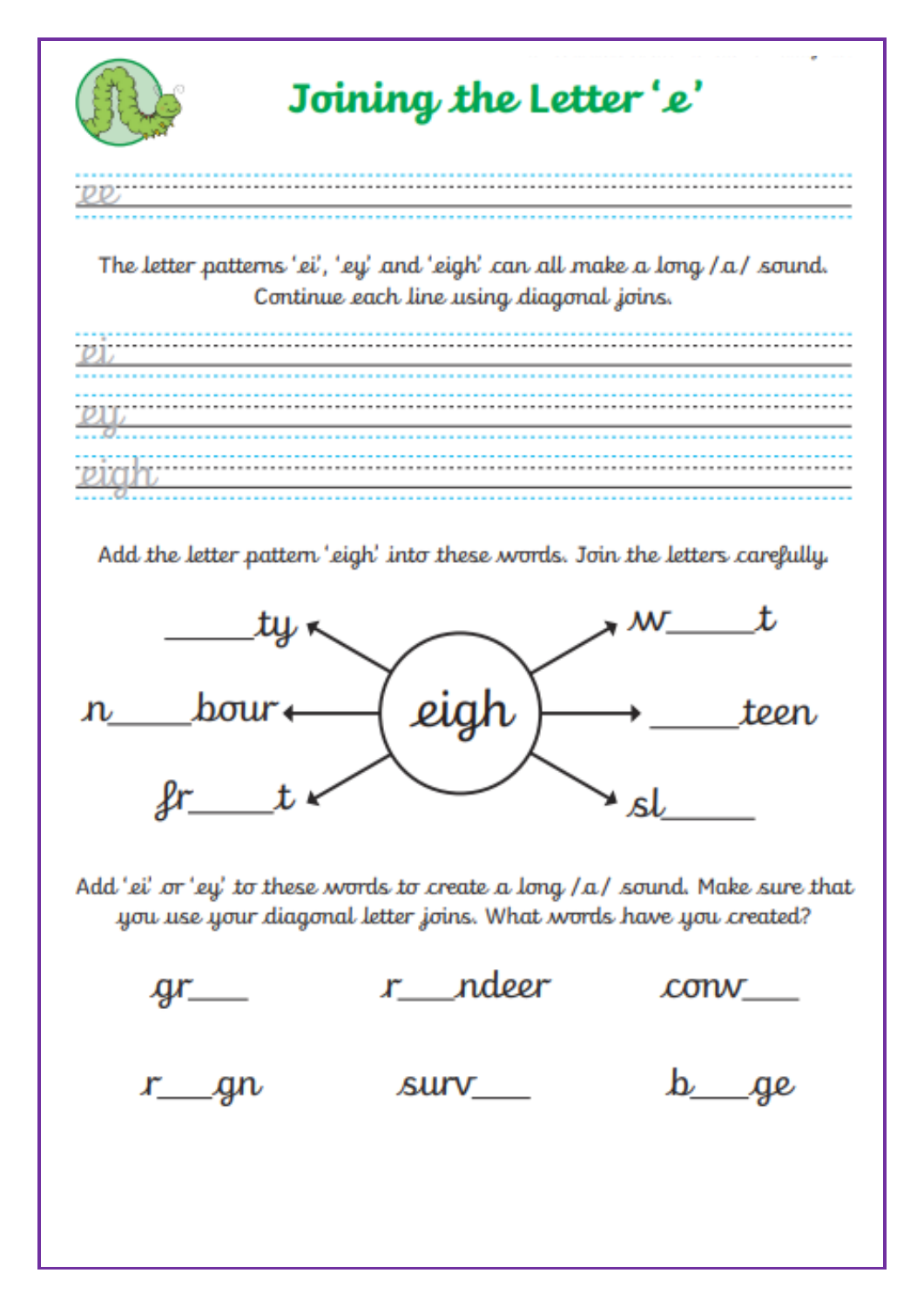# Joining the Letter 'e'

ee

The letter patterns 'ei', 'ey' and 'eigh' can all make a long /a/ sound. Continue each line using diagonal joins.

ei

ey

eigh

Add the letter pattern 'eigh' into these words. Join the letters carefully.

eigh

_____ty

w_____t

n_____bour

_____teen

fr_____t

sl_____

Add 'ei' or 'ey' to these words to create a long /a/ sound. Make sure that you use your diagonal letter joins. What words have you created?

gr___ r___ndeer conv___

r___gn surv___ b___ge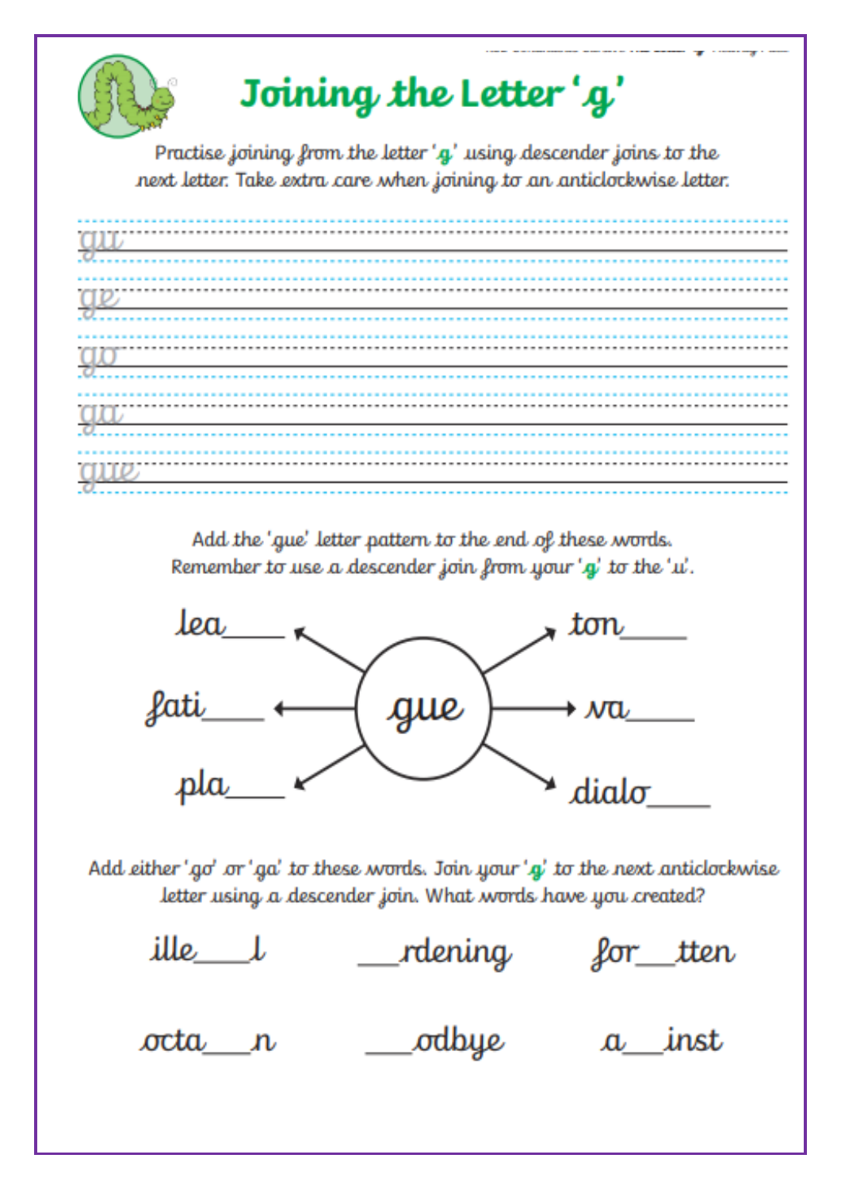# Joining the Letter 'g'

Practise joining from the letter 'g' using descender joins to the next letter. Take extra care when joining to an anticlockwise letter.

gu

ge

go

ga

gue

Add the 'gue' letter pattern to the end of these words. Remember to use a descender join from your 'g' to the 'u'.

gue

lea____

fati____

pla____

ton____

va____

dialo____

Add either 'go' or 'ga' to these words. Join your 'g' to the next anticlockwise letter using a descender join. What words have you created?

ille___l

___rdening

for___tten

octa___n

___odbye

a___inst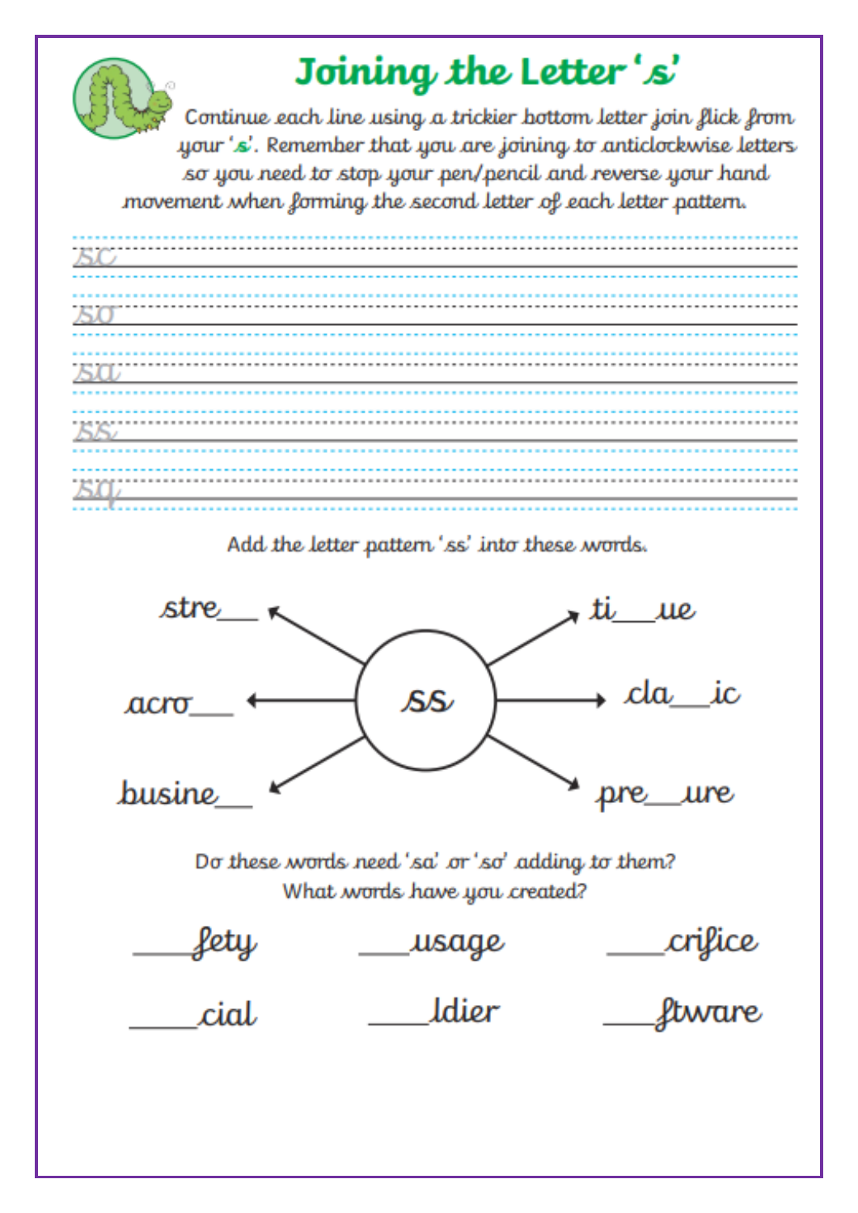# Joining the Letter 's'

Continue each line using a trickier bottom letter join flick from your 's'. Remember that you are joining to anticlockwise letters so you need to stop your pen/pencil and reverse your hand movement when forming the second letter of each letter pattern.

sc

so

sa

ss

sq

Add the letter pattern 'ss' into these words.

ss

stre__

acro__

busine__

ti__ue

cla__ic

pre__ure

Do these words need 'sa' or 'so' adding to them?
What words have you created?

____fety ____usage ____crifice

____cial ____ldier ____ftware